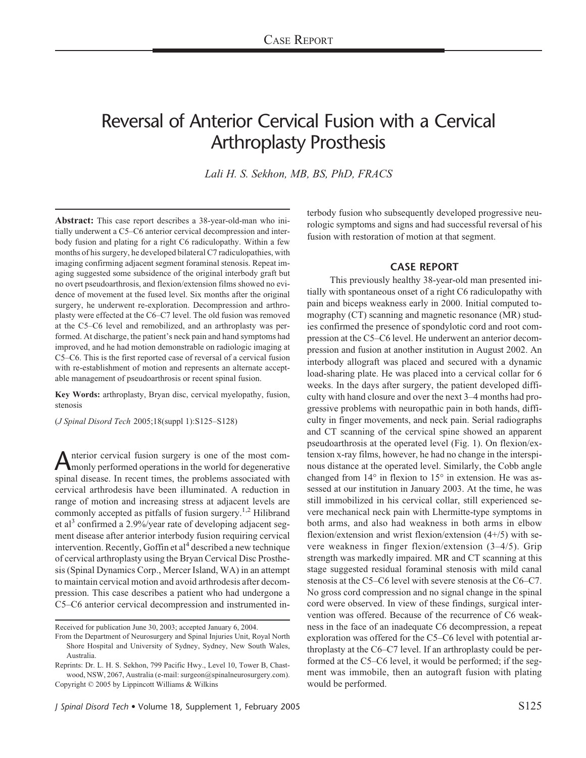# Reversal of Anterior Cervical Fusion with a Cervical Arthroplasty Prosthesis

*Lali H. S. Sekhon, MB, BS, PhD, FRACS*

**Abstract:** This case report describes a 38-year-old-man who initially underwent a C5–C6 anterior cervical decompression and interbody fusion and plating for a right C6 radiculopathy. Within a few months of his surgery, he developed bilateral C7 radiculopathies, with imaging confirming adjacent segment foraminal stenosis. Repeat imaging suggested some subsidence of the original interbody graft but no overt pseudoarthrosis, and flexion/extension films showed no evidence of movement at the fused level. Six months after the original surgery, he underwent re-exploration. Decompression and arthroplasty were effected at the C6–C7 level. The old fusion was removed at the C5–C6 level and remobilized, and an arthroplasty was performed. At discharge, the patient's neck pain and hand symptoms had improved, and he had motion demonstrable on radiologic imaging at C5–C6. This is the first reported case of reversal of a cervical fusion with re-establishment of motion and represents an alternate acceptable management of pseudoarthrosis or recent spinal fusion.

**Key Words:** arthroplasty, Bryan disc, cervical myelopathy, fusion, stenosis

(*J Spinal Disord Tech* 2005;18(suppl 1):S125–S128)

Anterior cervical fusion surgery is one of the most commonly performed operations in the world for degenerative spinal disease. In recent times, the problems associated with cervical arthrodesis have been illuminated. A reduction in range of motion and increasing stress at adjacent levels are commonly accepted as pitfalls of fusion surgery.[1,2] Hilibrand et al[3] confirmed a 2.9%/year rate of developing adjacent segment disease after anterior interbody fusion requiring cervical intervention. Recently, Goffin et al[4] described a new technique of cervical arthroplasty using the Bryan Cervical Disc Prosthesis (Spinal Dynamics Corp., Mercer Island, WA) in an attempt to maintain cervical motion and avoid arthrodesis after decompression. This case describes a patient who had undergone a C5–C6 anterior cervical decompression and instrumented interbody fusion who subsequently developed progressive neurologic symptoms and signs and had successful reversal of his fusion with restoration of motion at that segment.

Received for publication June 30, 2003; accepted January 6, 2004.

From the Department of Neurosurgery and Spinal Injuries Unit, Royal North Shore Hospital and University of Sydney, Sydney, New South Wales, Australia.

Reprints: Dr. L. H. S. Sekhon, 799 Pacific Hwy., Level 10, Tower B, Chatswood, NSW, 2067, Australia (e-mail: surgeon@spinalneurosurgery.com).

Copyright © 2005 by Lippincott Williams & Wilkins

## CASE REPORT

This previously healthy 38-year-old man presented initially with spontaneous onset of a right C6 radiculopathy with pain and biceps weakness early in 2000. Initial computed tomography (CT) scanning and magnetic resonance (MR) studies confirmed the presence of spondylotic cord and root compression at the C5–C6 level. He underwent an anterior decompression and fusion at another institution in August 2002. An interbody allograft was placed and secured with a dynamic load-sharing plate. He was placed into a cervical collar for 6 weeks. In the days after surgery, the patient developed difficulty with hand closure and over the next 3–4 months had progressive problems with neuropathic pain in both hands, difficulty in finger movements, and neck pain. Serial radiographs and CT scanning of the cervical spine showed an apparent pseudoarthrosis at the operated level (Fig. 1). On flexion/extension x-ray films, however, he had no change in the interspinous distance at the operated level. Similarly, the Cobb angle changed from 14° in flexion to 15° in extension. He was assessed at our institution in January 2003. At the time, he was still immobilized in his cervical collar, still experienced severe mechanical neck pain with Lhermitte-type symptoms in both arms, and also had weakness in both arms in elbow flexion/extension and wrist flexion/extension (4+/5) with severe weakness in finger flexion/extension (3–4/5). Grip strength was markedly impaired. MR and CT scanning at this stage suggested residual foraminal stenosis with mild canal stenosis at the C5–C6 level with severe stenosis at the C6–C7. No gross cord compression and no signal change in the spinal cord were observed. In view of these findings, surgical intervention was offered. Because of the recurrence of C6 weakness in the face of an inadequate C6 decompression, a repeat exploration was offered for the C5–C6 level with potential arthroplasty at the C6–C7 level. If an arthroplasty could be performed at the C5–C6 level, it would be performed; if the segment was immobile, then an autograft fusion with plating would be performed.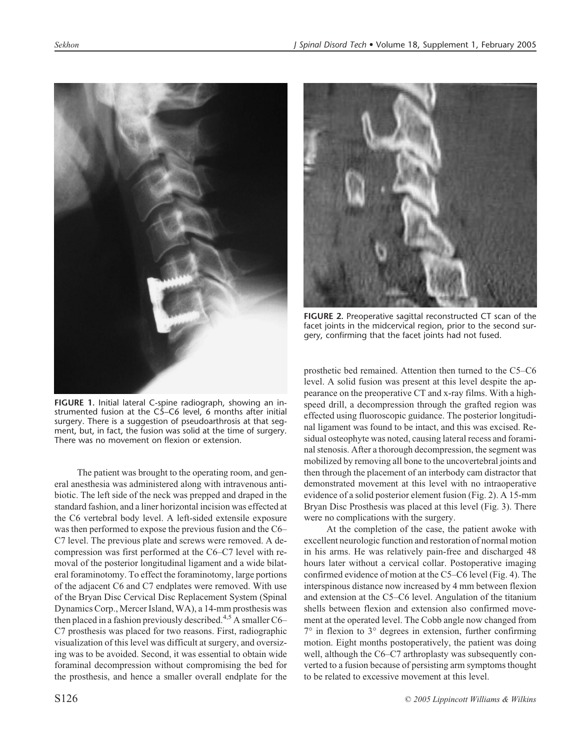FIGURE 1. Initial lateral C-spine radiograph, showing an instrumented fusion at the C5–C6 level, 6 months after initial surgery. There is a suggestion of pseudoarthrosis at that segment, but, in fact, the fusion was solid at the time of surgery. There was no movement on flexion or extension.

FIGURE 2. Preoperative sagittal reconstructed CT scan of the facet joints in the midcervical region, prior to the second surgery, confirming that the facet joints had not fused.

The patient was brought to the operating room, and general anesthesia was administered along with intravenous antibiotic. The left side of the neck was prepped and draped in the standard fashion, and a liner horizontal incision was effected at the C6 vertebral body level. A left-sided extensile exposure was then performed to expose the previous fusion and the C6–C7 level. The previous plate and screws were removed. A decompression was first performed at the C6–C7 level with removal of the posterior longitudinal ligament and a wide bilateral foraminotomy. To effect the foraminotomy, large portions of the adjacent C6 and C7 endplates were removed. With use of the Bryan Disc Cervical Disc Replacement System (Spinal Dynamics Corp., Mercer Island, WA), a 14-mm prosthesis was then placed in a fashion previously described.[4,5] A smaller C6–C7 prosthesis was placed for two reasons. First, radiographic visualization of this level was difficult at surgery, and oversizing was to be avoided. Second, it was essential to obtain wide foraminal decompression without compromising the bed for the prosthesis, and hence a smaller overall endplate for the prosthetic bed remained. Attention then turned to the C5–C6 level. A solid fusion was present at this level despite the appearance on the preoperative CT and x-ray films. With a high-speed drill, a decompression through the grafted region was effected using fluoroscopic guidance. The posterior longitudinal ligament was found to be intact, and this was excised. Residual osteophyte was noted, causing lateral recess and foraminal stenosis. After a thorough decompression, the segment was mobilized by removing all bone to the uncovertebral joints and then through the placement of an interbody cam distractor that demonstrated movement at this level with no intraoperative evidence of a solid posterior element fusion (Fig. 2). A 15-mm Bryan Disc Prosthesis was placed at this level (Fig. 3). There were no complications with the surgery.

At the completion of the case, the patient awoke with excellent neurologic function and restoration of normal motion in his arms. He was relatively pain-free and discharged 48 hours later without a cervical collar. Postoperative imaging confirmed evidence of motion at the C5–C6 level (Fig. 4). The interspinous distance now increased by 4 mm between flexion and extension at the C5–C6 level. Angulation of the titanium shells between flexion and extension also confirmed movement at the operated level. The Cobb angle now changed from 7° in flexion to 3° degrees in extension, further confirming motion. Eight months postoperatively, the patient was doing well, although the C6–C7 arthroplasty was subsequently converted to a fusion because of persisting arm symptoms thought to be related to excessive movement at this level.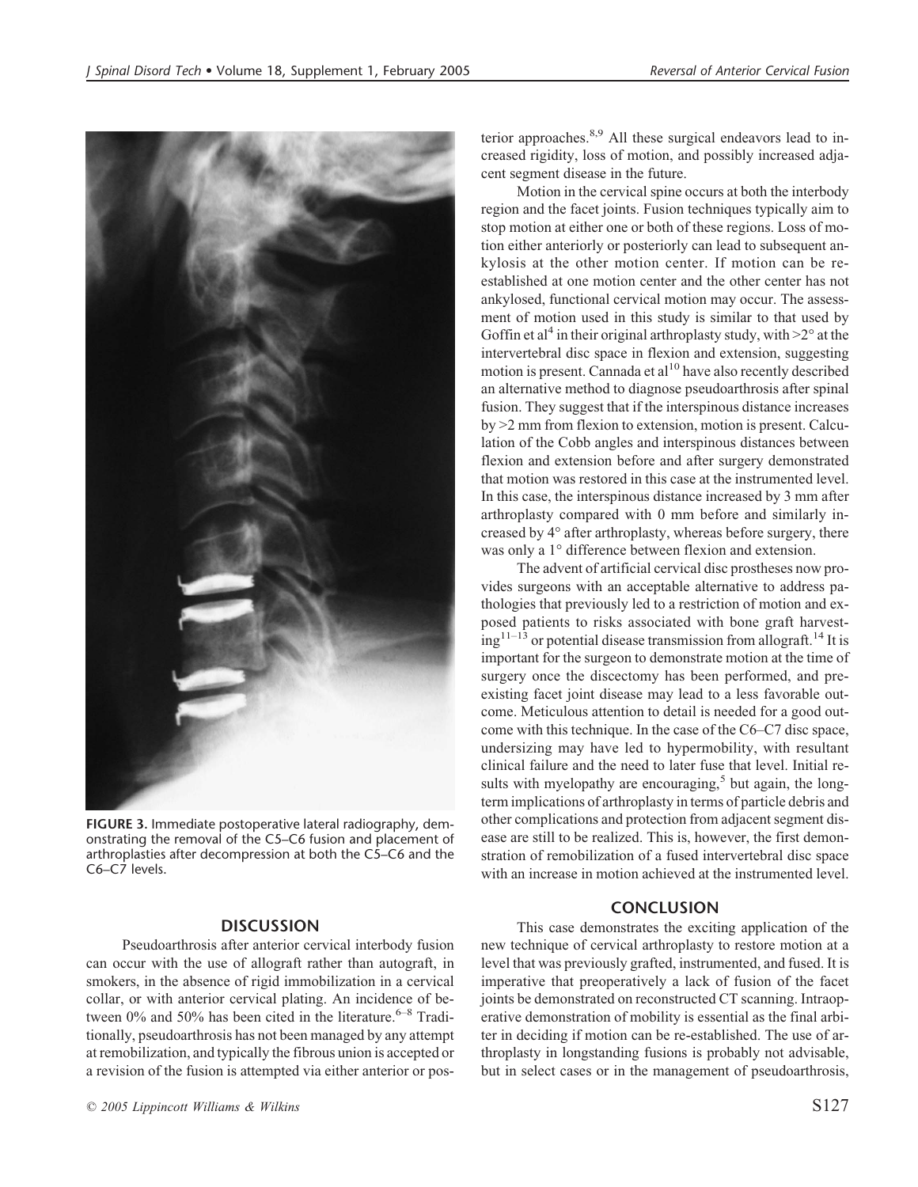FIGURE 3. Immediate postoperative lateral radiography, demonstrating the removal of the C5–C6 fusion and placement of arthroplasties after decompression at both the C5–C6 and the C6–C7 levels.

## DISCUSSION

Pseudoarthrosis after anterior cervical interbody fusion can occur with the use of allograft rather than autograft, in smokers, in the absence of rigid immobilization in a cervical collar, or with anterior cervical plating. An incidence of between 0% and 50% has been cited in the literature.[6–8] Traditionally, pseudoarthrosis has not been managed by any attempt at remobilization, and typically the fibrous union is accepted or a revision of the fusion is attempted via either anterior or posterior approaches.[8,9] All these surgical endeavors lead to increased rigidity, loss of motion, and possibly increased adjacent segment disease in the future.

Motion in the cervical spine occurs at both the interbody region and the facet joints. Fusion techniques typically aim to stop motion at either one or both of these regions. Loss of motion either anteriorly or posteriorly can lead to subsequent ankylosis at the other motion center. If motion can be reestablished at one motion center and the other center has not ankylosed, functional cervical motion may occur. The assessment of motion used in this study is similar to that used by Goffin et al[4] in their original arthroplasty study, with >2° at the intervertebral disc space in flexion and extension, suggesting motion is present. Cannada et al[10] have also recently described an alternative method to diagnose pseudoarthrosis after spinal fusion. They suggest that if the interspinous distance increases by >2 mm from flexion to extension, motion is present. Calculation of the Cobb angles and interspinous distances between flexion and extension before and after surgery demonstrated that motion was restored in this case at the instrumented level. In this case, the interspinous distance increased by 3 mm after arthroplasty compared with 0 mm before and similarly increased by 4° after arthroplasty, whereas before surgery, there was only a 1° difference between flexion and extension.

The advent of artificial cervical disc prostheses now provides surgeons with an acceptable alternative to address pathologies that previously led to a restriction of motion and exposed patients to risks associated with bone graft harvesting[11–13] or potential disease transmission from allograft.[14] It is important for the surgeon to demonstrate motion at the time of surgery once the discectomy has been performed, and preexisting facet joint disease may lead to a less favorable outcome. Meticulous attention to detail is needed for a good outcome with this technique. In the case of the C6–C7 disc space, undersizing may have led to hypermobility, with resultant clinical failure and the need to later fuse that level. Initial results with myelopathy are encouraging,[5] but again, the longterm implications of arthroplasty in terms of particle debris and other complications and protection from adjacent segment disease are still to be realized. This is, however, the first demonstration of remobilization of a fused intervertebral disc space with an increase in motion achieved at the instrumented level.

## CONCLUSION

This case demonstrates the exciting application of the new technique of cervical arthroplasty to restore motion at a level that was previously grafted, instrumented, and fused. It is imperative that preoperatively a lack of fusion of the facet joints be demonstrated on reconstructed CT scanning. Intraoperative demonstration of mobility is essential as the final arbiter in deciding if motion can be re-established. The use of arthroplasty in longstanding fusions is probably not advisable, but in select cases or in the management of pseudoarthrosis,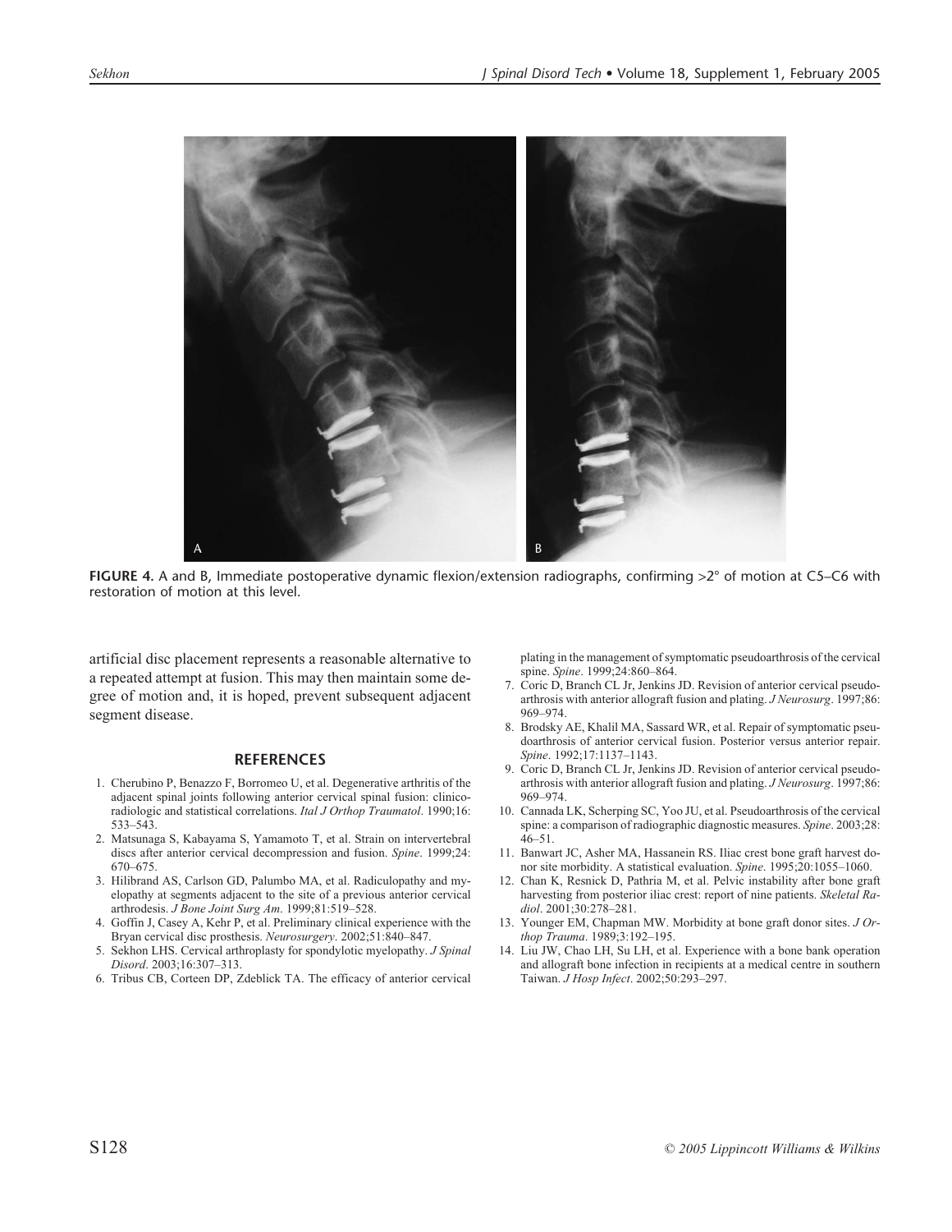FIGURE 4. A and B, Immediate postoperative dynamic flexion/extension radiographs, confirming >2° of motion at C5–C6 with restoration of motion at this level.

artificial disc placement represents a reasonable alternative to a repeated attempt at fusion. This may then maintain some degree of motion and, it is hoped, prevent subsequent adjacent segment disease.

## REFERENCES

1. Cherubino P, Benazzo F, Borromeo U, et al. Degenerative arthritis of the adjacent spinal joints following anterior cervical spinal fusion: clinicoradiologic and statistical correlations. *Ital J Orthop Traumatol*. 1990;16: 533–543.
2. Matsunaga S, Kabayama S, Yamamoto T, et al. Strain on intervertebral discs after anterior cervical decompression and fusion. *Spine*. 1999;24: 670–675.
3. Hilibrand AS, Carlson GD, Palumbo MA, et al. Radiculopathy and myelopathy at segments adjacent to the site of a previous anterior cervical arthrodesis. *J Bone Joint Surg Am*. 1999;81:519–528.
4. Goffin J, Casey A, Kehr P, et al. Preliminary clinical experience with the Bryan cervical disc prosthesis. *Neurosurgery*. 2002;51:840–847.
5. Sekhon LHS. Cervical arthroplasty for spondylotic myelopathy. *J Spinal Disord*. 2003;16:307–313.
6. Tribus CB, Corteen DP, Zdeblick TA. The efficacy of anterior cervical plating in the management of symptomatic pseudoarthrosis of the cervical spine. *Spine*. 1999;24:860–864.
7. Coric D, Branch CL Jr, Jenkins JD. Revision of anterior cervical pseudoarthrosis with anterior allograft fusion and plating. *J Neurosurg*. 1997;86: 969–974.
8. Brodsky AE, Khalil MA, Sassard WR, et al. Repair of symptomatic pseudoarthrosis of anterior cervical fusion. Posterior versus anterior repair. *Spine*. 1992;17:1137–1143.
9. Coric D, Branch CL Jr, Jenkins JD. Revision of anterior cervical pseudoarthrosis with anterior allograft fusion and plating. *J Neurosurg*. 1997;86: 969–974.
10. Cannada LK, Scherping SC, Yoo JU, et al. Pseudoarthrosis of the cervical spine: a comparison of radiographic diagnostic measures. *Spine*. 2003;28: 46–51.
11. Banwart JC, Asher MA, Hassanein RS. Iliac crest bone graft harvest donor site morbidity. A statistical evaluation. *Spine*. 1995;20:1055–1060.
12. Chan K, Resnick D, Pathria M, et al. Pelvic instability after bone graft harvesting from posterior iliac crest: report of nine patients. *Skeletal Radiol*. 2001;30:278–281.
13. Younger EM, Chapman MW. Morbidity at bone graft donor sites. *J Orthop Trauma*. 1989;3:192–195.
14. Liu JW, Chao LH, Su LH, et al. Experience with a bone bank operation and allograft bone infection in recipients at a medical centre in southern Taiwan. *J Hosp Infect*. 2002;50:293–297.